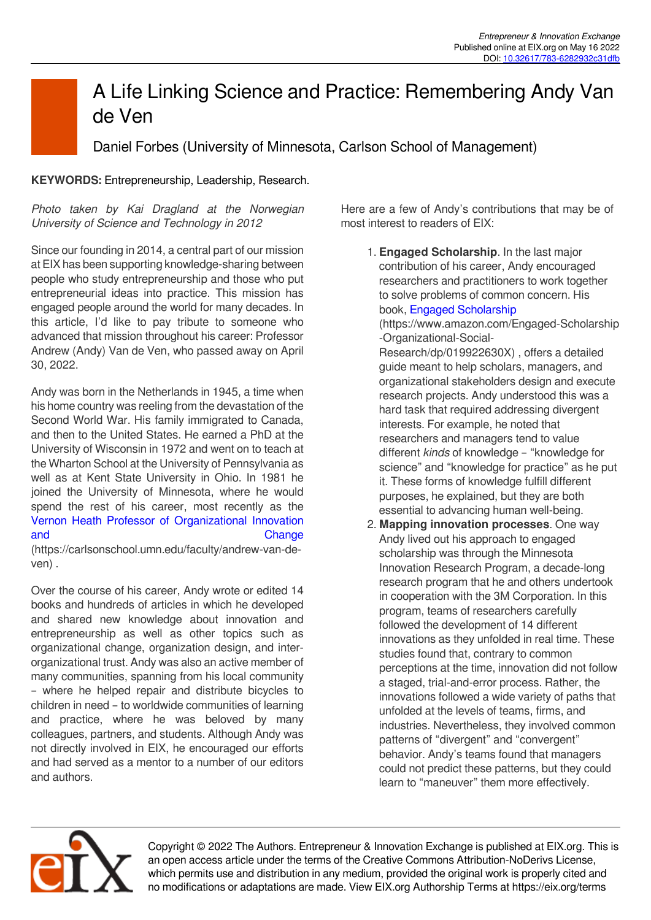# A Life Linking Science and Practice: Remembering Andy Van de Ven

Daniel Forbes (University of Minnesota, Carlson School of Management)

**KEYWORDS:** Entrepreneurship, Leadership, Research.

*Photo taken by Kai Dragland at the Norwegian University of Science and Technology in 2012*

Since our founding in 2014, a central part of our mission at EIX has been supporting knowledge-sharing between people who study entrepreneurship and those who put entrepreneurial ideas into practice. This mission has engaged people around the world for many decades. In this article, I'd like to pay tribute to someone who advanced that mission throughout his career: Professor Andrew (Andy) Van de Ven, who passed away on April 30, 2022.

Andy was born in the Netherlands in 1945, a time when his home country was reeling from the devastation of the Second World War. His family immigrated to Canada, and then to the United States. He earned a PhD at the University of Wisconsin in 1972 and went on to teach at the Wharton School at the University of Pennsylvania as well as at Kent State University in Ohio. In 1981 he joined the University of Minnesota, where he would spend the rest of his career, most recently as the Vernon Heath Professor of Organizational Innovation and Change (https://carlsonschool.umn.edu/faculty/andrew-van-de-ven) .

Over the course of his career, Andy wrote or edited 14 books and hundreds of articles in which he developed and shared new knowledge about innovation and entrepreneurship as well as other topics such as organizational change, organization design, and inter-organizational trust. Andy was also an active member of many communities, spanning from his local community – where he helped repair and distribute bicycles to children in need – to worldwide communities of learning and practice, where he was beloved by many colleagues, partners, and students. Although Andy was not directly involved in EIX, he encouraged our efforts and had served as a mentor to a number of our editors and authors.

Here are a few of Andy's contributions that may be of most interest to readers of EIX:

1. **Engaged Scholarship**. In the last major contribution of his career, Andy encouraged researchers and practitioners to work together to solve problems of common concern. His book, Engaged Scholarship (https://www.amazon.com/Engaged-Scholarship-Organizational-Social-Research/dp/019922630X) , offers a detailed guide meant to help scholars, managers, and organizational stakeholders design and execute research projects. Andy understood this was a hard task that required addressing divergent interests. For example, he noted that researchers and managers tend to value different *kinds* of knowledge – "knowledge for science" and "knowledge for practice" as he put it. These forms of knowledge fulfill different purposes, he explained, but they are both essential to advancing human well-being.
2. **Mapping innovation processes**. One way Andy lived out his approach to engaged scholarship was through the Minnesota Innovation Research Program, a decade-long research program that he and others undertook in cooperation with the 3M Corporation. In this program, teams of researchers carefully followed the development of 14 different innovations as they unfolded in real time. These studies found that, contrary to common perceptions at the time, innovation did not follow a staged, trial-and-error process. Rather, the innovations followed a wide variety of paths that unfolded at the levels of teams, firms, and industries. Nevertheless, they involved common patterns of "divergent" and "convergent" behavior. Andy's teams found that managers could not predict these patterns, but they could learn to "maneuver" them more effectively.

Copyright © 2022 The Authors. Entrepreneur & Innovation Exchange is published at EIX.org. This is an open access article under the terms of the Creative Commons Attribution-NoDerivs License, which permits use and distribution in any medium, provided the original work is properly cited and no modifications or adaptations are made. View EIX.org Authorship Terms at https://eix.org/terms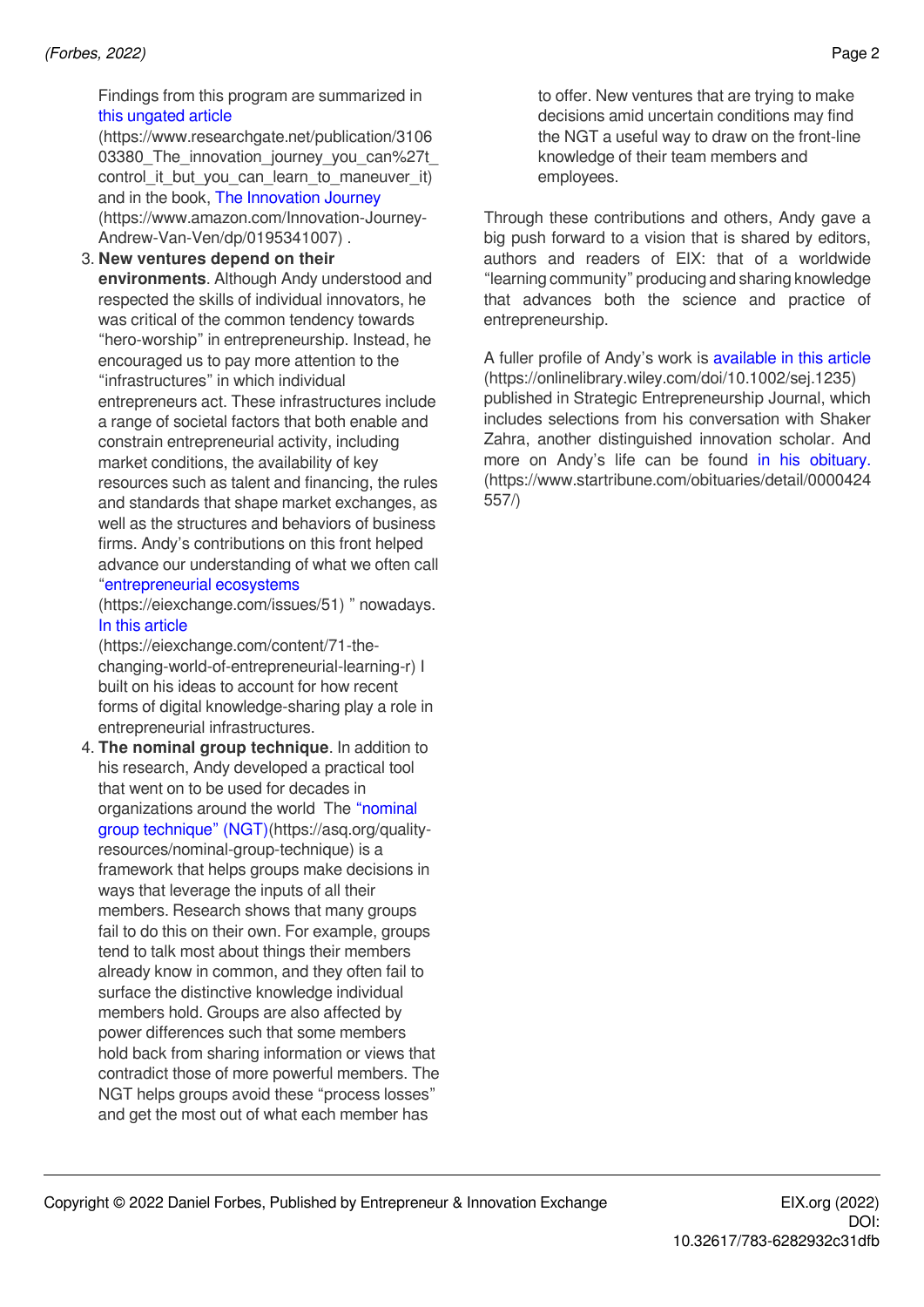Findings from this program are summarized in [this ungated article](https://www.researchgate.net/publication/310603380_The_innovation_journey_you_can%27t_control_it_but_you_can_learn_to_maneuver_it) (https://www.researchgate.net/publication/310603380_The_innovation_journey_you_can%27t_control_it_but_you_can_learn_to_maneuver_it) and in the book, [The Innovation Journey](https://www.amazon.com/Innovation-Journey-Andrew-Van-Ven/dp/0195341007) (https://www.amazon.com/Innovation-Journey-Andrew-Van-Ven/dp/0195341007) .

3. **New ventures depend on their environments**. Although Andy understood and respected the skills of individual innovators, he was critical of the common tendency towards "hero-worship" in entrepreneurship. Instead, he encouraged us to pay more attention to the "infrastructures" in which individual entrepreneurs act. These infrastructures include a range of societal factors that both enable and constrain entrepreneurial activity, including market conditions, the availability of key resources such as talent and financing, the rules and standards that shape market exchanges, as well as the structures and behaviors of business firms. Andy's contributions on this front helped advance our understanding of what we often call "[entrepreneurial ecosystems](https://eiexchange.com/issues/51) (https://eiexchange.com/issues/51) " nowadays. [In this article](https://eiexchange.com/content/71-the-changing-world-of-entrepreneurial-learning-r) (https://eiexchange.com/content/71-the-changing-world-of-entrepreneurial-learning-r) I built on his ideas to account for how recent forms of digital knowledge-sharing play a role in entrepreneurial infrastructures.
4. **The nominal group technique**. In addition to his research, Andy developed a practical tool that went on to be used for decades in organizations around the world The ["nominal group technique" (NGT)](https://asq.org/quality-resources/nominal-group-technique)(https://asq.org/quality-resources/nominal-group-technique) is a framework that helps groups make decisions in ways that leverage the inputs of all their members. Research shows that many groups fail to do this on their own. For example, groups tend to talk most about things their members already know in common, and they often fail to surface the distinctive knowledge individual members hold. Groups are also affected by power differences such that some members hold back from sharing information or views that contradict those of more powerful members. The NGT helps groups avoid these "process losses" and get the most out of what each member has to offer. New ventures that are trying to make decisions amid uncertain conditions may find the NGT a useful way to draw on the front-line knowledge of their team members and employees.

Through these contributions and others, Andy gave a big push forward to a vision that is shared by editors, authors and readers of EIX: that of a worldwide "learning community" producing and sharing knowledge that advances both the science and practice of entrepreneurship.

A fuller profile of Andy's work is [available in this article](https://onlinelibrary.wiley.com/doi/10.1002/sej.1235) (https://onlinelibrary.wiley.com/doi/10.1002/sej.1235) published in Strategic Entrepreneurship Journal, which includes selections from his conversation with Shaker Zahra, another distinguished innovation scholar. And more on Andy's life can be found [in his obituary.](https://www.startribune.com/obituaries/detail/0000424557/) (https://www.startribune.com/obituaries/detail/0000424557/)

Copyright © 2022 Daniel Forbes, Published by Entrepreneur & Innovation Exchange

EIX.org (2022) DOI: 10.32617/783-6282932c31dfb